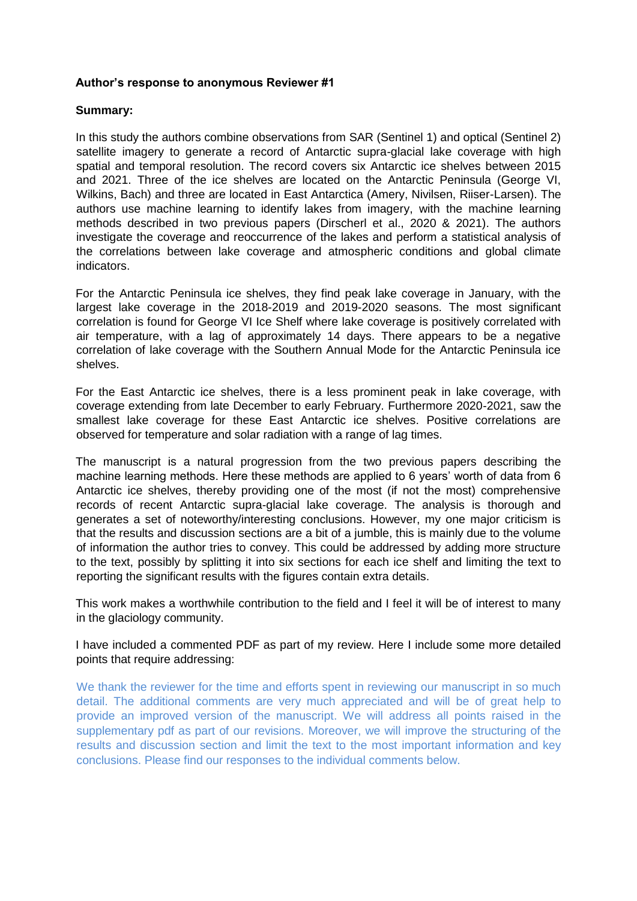**Author's response to anonymous Reviewer #1**

**Summary:**

In this study the authors combine observations from SAR (Sentinel 1) and optical (Sentinel 2) satellite imagery to generate a record of Antarctic supra-glacial lake coverage with high spatial and temporal resolution. The record covers six Antarctic ice shelves between 2015 and 2021. Three of the ice shelves are located on the Antarctic Peninsula (George VI, Wilkins, Bach) and three are located in East Antarctica (Amery, Nivilsen, Riiser-Larsen). The authors use machine learning to identify lakes from imagery, with the machine learning methods described in two previous papers (Dirscherl et al., 2020 & 2021). The authors investigate the coverage and reoccurrence of the lakes and perform a statistical analysis of the correlations between lake coverage and atmospheric conditions and global climate indicators.

For the Antarctic Peninsula ice shelves, they find peak lake coverage in January, with the largest lake coverage in the 2018-2019 and 2019-2020 seasons. The most significant correlation is found for George VI Ice Shelf where lake coverage is positively correlated with air temperature, with a lag of approximately 14 days. There appears to be a negative correlation of lake coverage with the Southern Annual Mode for the Antarctic Peninsula ice shelves.

For the East Antarctic ice shelves, there is a less prominent peak in lake coverage, with coverage extending from late December to early February. Furthermore 2020-2021, saw the smallest lake coverage for these East Antarctic ice shelves. Positive correlations are observed for temperature and solar radiation with a range of lag times.

The manuscript is a natural progression from the two previous papers describing the machine learning methods. Here these methods are applied to 6 years' worth of data from 6 Antarctic ice shelves, thereby providing one of the most (if not the most) comprehensive records of recent Antarctic supra-glacial lake coverage. The analysis is thorough and generates a set of noteworthy/interesting conclusions. However, my one major criticism is that the results and discussion sections are a bit of a jumble, this is mainly due to the volume of information the author tries to convey. This could be addressed by adding more structure to the text, possibly by splitting it into six sections for each ice shelf and limiting the text to reporting the significant results with the figures contain extra details.

This work makes a worthwhile contribution to the field and I feel it will be of interest to many in the glaciology community.

I have included a commented PDF as part of my review. Here I include some more detailed points that require addressing:

We thank the reviewer for the time and efforts spent in reviewing our manuscript in so much detail. The additional comments are very much appreciated and will be of great help to provide an improved version of the manuscript. We will address all points raised in the supplementary pdf as part of our revisions. Moreover, we will improve the structuring of the results and discussion section and limit the text to the most important information and key conclusions. Please find our responses to the individual comments below.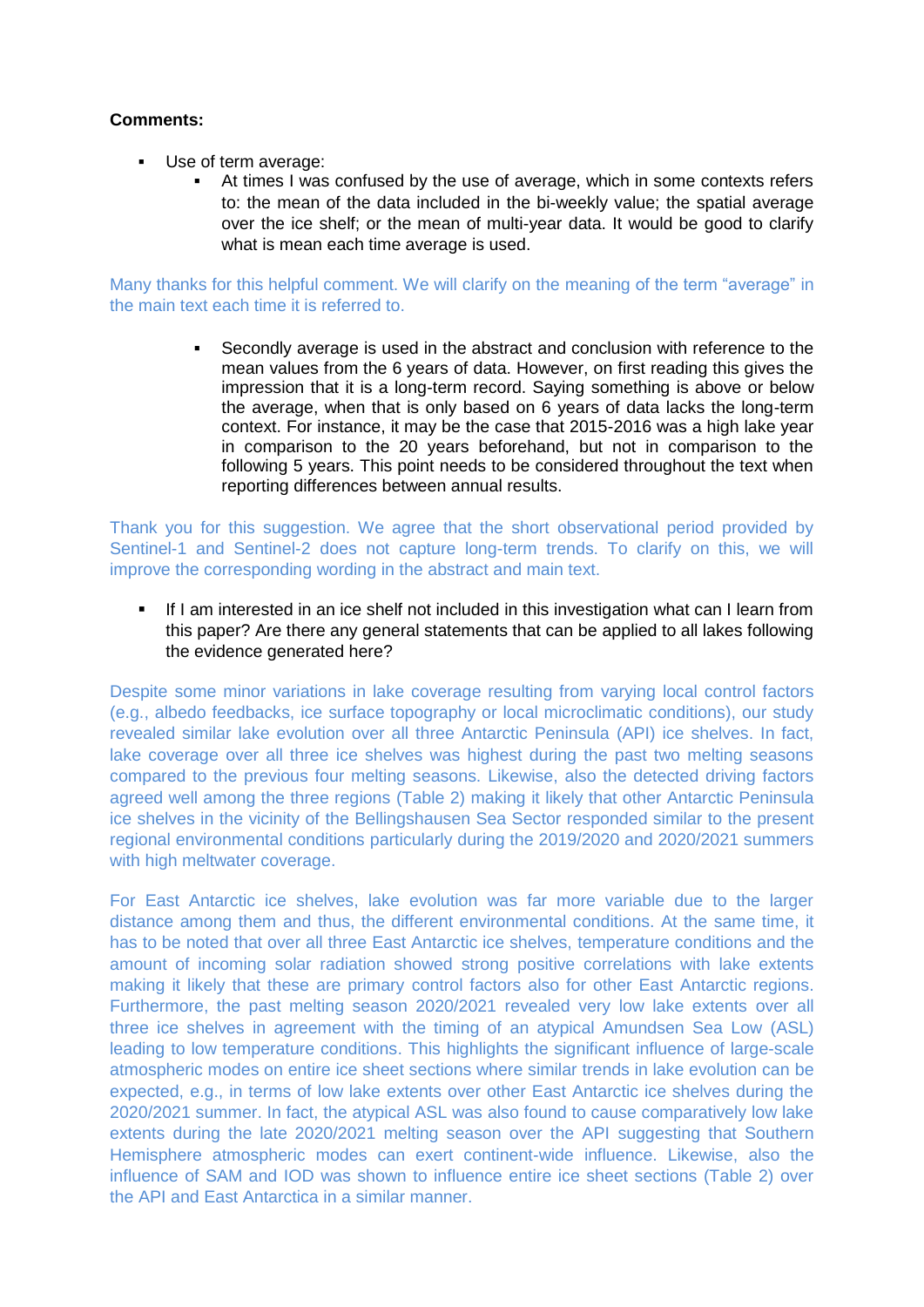**Comments:**

- Use of term average:
    - At times I was confused by the use of average, which in some contexts refers to: the mean of the data included in the bi-weekly value; the spatial average over the ice shelf; or the mean of multi-year data. It would be good to clarify what is mean each time average is used.

Many thanks for this helpful comment. We will clarify on the meaning of the term "average" in the main text each time it is referred to.

- 
    - Secondly average is used in the abstract and conclusion with reference to the mean values from the 6 years of data. However, on first reading this gives the impression that it is a long-term record. Saying something is above or below the average, when that is only based on 6 years of data lacks the long-term context. For instance, it may be the case that 2015-2016 was a high lake year in comparison to the 20 years beforehand, but not in comparison to the following 5 years. This point needs to be considered throughout the text when reporting differences between annual results.

Thank you for this suggestion. We agree that the short observational period provided by Sentinel-1 and Sentinel-2 does not capture long-term trends. To clarify on this, we will improve the corresponding wording in the abstract and main text.

- If I am interested in an ice shelf not included in this investigation what can I learn from this paper? Are there any general statements that can be applied to all lakes following the evidence generated here?

Despite some minor variations in lake coverage resulting from varying local control factors (e.g., albedo feedbacks, ice surface topography or local microclimatic conditions), our study revealed similar lake evolution over all three Antarctic Peninsula (API) ice shelves. In fact, lake coverage over all three ice shelves was highest during the past two melting seasons compared to the previous four melting seasons. Likewise, also the detected driving factors agreed well among the three regions (Table 2) making it likely that other Antarctic Peninsula ice shelves in the vicinity of the Bellingshausen Sea Sector responded similar to the present regional environmental conditions particularly during the 2019/2020 and 2020/2021 summers with high meltwater coverage.

For East Antarctic ice shelves, lake evolution was far more variable due to the larger distance among them and thus, the different environmental conditions. At the same time, it has to be noted that over all three East Antarctic ice shelves, temperature conditions and the amount of incoming solar radiation showed strong positive correlations with lake extents making it likely that these are primary control factors also for other East Antarctic regions. Furthermore, the past melting season 2020/2021 revealed very low lake extents over all three ice shelves in agreement with the timing of an atypical Amundsen Sea Low (ASL) leading to low temperature conditions. This highlights the significant influence of large-scale atmospheric modes on entire ice sheet sections where similar trends in lake evolution can be expected, e.g., in terms of low lake extents over other East Antarctic ice shelves during the 2020/2021 summer. In fact, the atypical ASL was also found to cause comparatively low lake extents during the late 2020/2021 melting season over the API suggesting that Southern Hemisphere atmospheric modes can exert continent-wide influence. Likewise, also the influence of SAM and IOD was shown to influence entire ice sheet sections (Table 2) over the API and East Antarctica in a similar manner.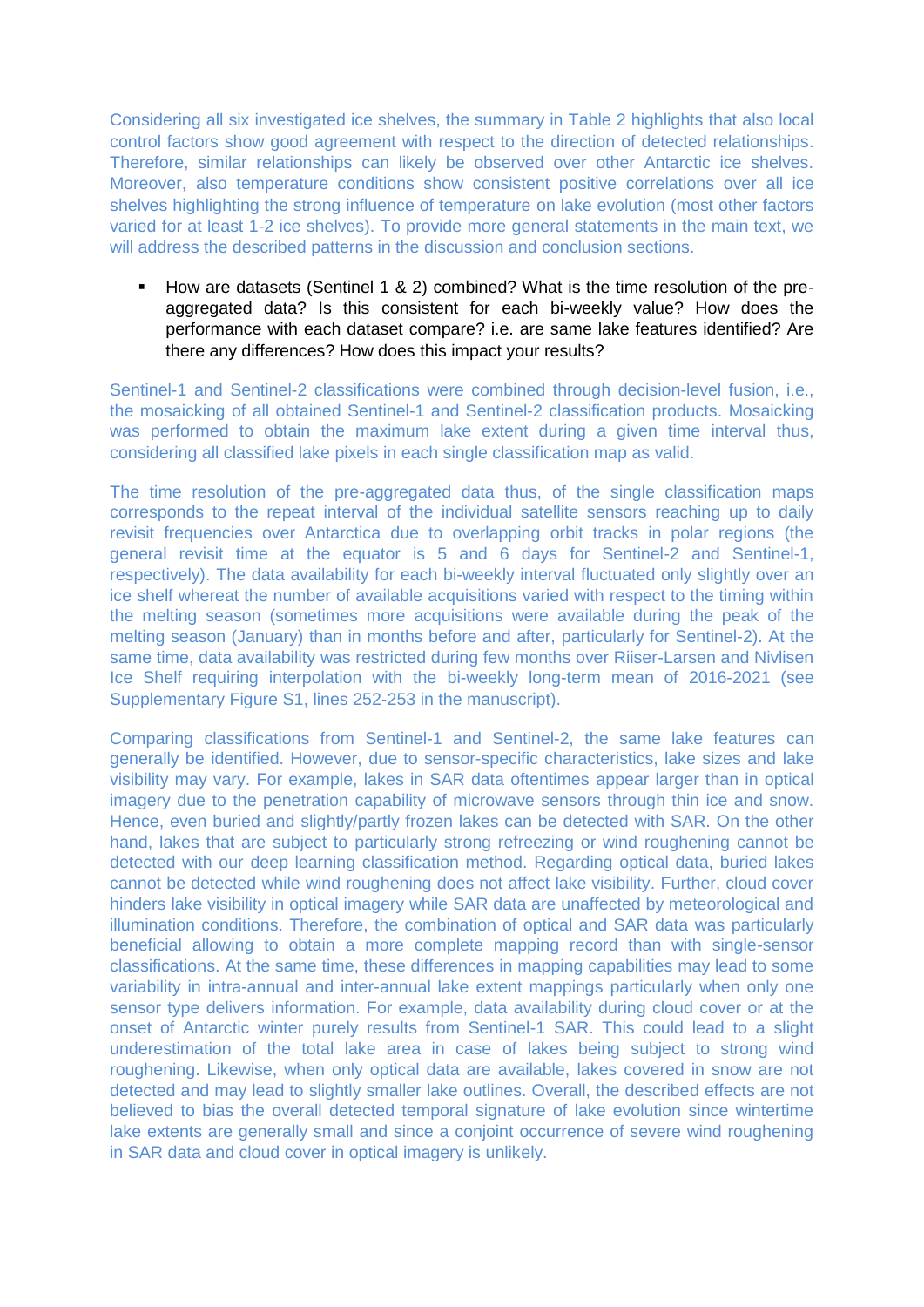Considering all six investigated ice shelves, the summary in Table 2 highlights that also local control factors show good agreement with respect to the direction of detected relationships. Therefore, similar relationships can likely be observed over other Antarctic ice shelves. Moreover, also temperature conditions show consistent positive correlations over all ice shelves highlighting the strong influence of temperature on lake evolution (most other factors varied for at least 1-2 ice shelves). To provide more general statements in the main text, we will address the described patterns in the discussion and conclusion sections.

- How are datasets (Sentinel 1 & 2) combined? What is the time resolution of the pre-aggregated data? Is this consistent for each bi-weekly value? How does the performance with each dataset compare? i.e. are same lake features identified? Are there any differences? How does this impact your results?

Sentinel-1 and Sentinel-2 classifications were combined through decision-level fusion, i.e., the mosaicking of all obtained Sentinel-1 and Sentinel-2 classification products. Mosaicking was performed to obtain the maximum lake extent during a given time interval thus, considering all classified lake pixels in each single classification map as valid.

The time resolution of the pre-aggregated data thus, of the single classification maps corresponds to the repeat interval of the individual satellite sensors reaching up to daily revisit frequencies over Antarctica due to overlapping orbit tracks in polar regions (the general revisit time at the equator is 5 and 6 days for Sentinel-2 and Sentinel-1, respectively). The data availability for each bi-weekly interval fluctuated only slightly over an ice shelf whereat the number of available acquisitions varied with respect to the timing within the melting season (sometimes more acquisitions were available during the peak of the melting season (January) than in months before and after, particularly for Sentinel-2). At the same time, data availability was restricted during few months over Riiser-Larsen and Nivlisen Ice Shelf requiring interpolation with the bi-weekly long-term mean of 2016-2021 (see Supplementary Figure S1, lines 252-253 in the manuscript).

Comparing classifications from Sentinel-1 and Sentinel-2, the same lake features can generally be identified. However, due to sensor-specific characteristics, lake sizes and lake visibility may vary. For example, lakes in SAR data oftentimes appear larger than in optical imagery due to the penetration capability of microwave sensors through thin ice and snow. Hence, even buried and slightly/partly frozen lakes can be detected with SAR. On the other hand, lakes that are subject to particularly strong refreezing or wind roughening cannot be detected with our deep learning classification method. Regarding optical data, buried lakes cannot be detected while wind roughening does not affect lake visibility. Further, cloud cover hinders lake visibility in optical imagery while SAR data are unaffected by meteorological and illumination conditions. Therefore, the combination of optical and SAR data was particularly beneficial allowing to obtain a more complete mapping record than with single-sensor classifications. At the same time, these differences in mapping capabilities may lead to some variability in intra-annual and inter-annual lake extent mappings particularly when only one sensor type delivers information. For example, data availability during cloud cover or at the onset of Antarctic winter purely results from Sentinel-1 SAR. This could lead to a slight underestimation of the total lake area in case of lakes being subject to strong wind roughening. Likewise, when only optical data are available, lakes covered in snow are not detected and may lead to slightly smaller lake outlines. Overall, the described effects are not believed to bias the overall detected temporal signature of lake evolution since wintertime lake extents are generally small and since a conjoint occurrence of severe wind roughening in SAR data and cloud cover in optical imagery is unlikely.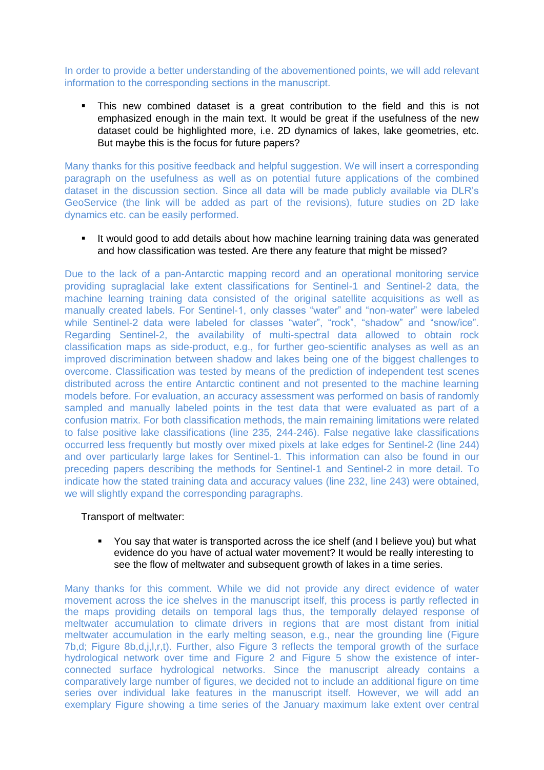In order to provide a better understanding of the abovementioned points, we will add relevant information to the corresponding sections in the manuscript.

- This new combined dataset is a great contribution to the field and this is not emphasized enough in the main text. It would be great if the usefulness of the new dataset could be highlighted more, i.e. 2D dynamics of lakes, lake geometries, etc. But maybe this is the focus for future papers?

Many thanks for this positive feedback and helpful suggestion. We will insert a corresponding paragraph on the usefulness as well as on potential future applications of the combined dataset in the discussion section. Since all data will be made publicly available via DLR's GeoService (the link will be added as part of the revisions), future studies on 2D lake dynamics etc. can be easily performed.

- It would good to add details about how machine learning training data was generated and how classification was tested. Are there any feature that might be missed?

Due to the lack of a pan-Antarctic mapping record and an operational monitoring service providing supraglacial lake extent classifications for Sentinel-1 and Sentinel-2 data, the machine learning training data consisted of the original satellite acquisitions as well as manually created labels. For Sentinel-1, only classes "water" and "non-water" were labeled while Sentinel-2 data were labeled for classes "water", "rock", "shadow" and "snow/ice". Regarding Sentinel-2, the availability of multi-spectral data allowed to obtain rock classification maps as side-product, e.g., for further geo-scientific analyses as well as an improved discrimination between shadow and lakes being one of the biggest challenges to overcome. Classification was tested by means of the prediction of independent test scenes distributed across the entire Antarctic continent and not presented to the machine learning models before. For evaluation, an accuracy assessment was performed on basis of randomly sampled and manually labeled points in the test data that were evaluated as part of a confusion matrix. For both classification methods, the main remaining limitations were related to false positive lake classifications (line 235, 244-246). False negative lake classifications occurred less frequently but mostly over mixed pixels at lake edges for Sentinel-2 (line 244) and over particularly large lakes for Sentinel-1. This information can also be found in our preceding papers describing the methods for Sentinel-1 and Sentinel-2 in more detail. To indicate how the stated training data and accuracy values (line 232, line 243) were obtained, we will slightly expand the corresponding paragraphs.

Transport of meltwater:

- You say that water is transported across the ice shelf (and I believe you) but what evidence do you have of actual water movement? It would be really interesting to see the flow of meltwater and subsequent growth of lakes in a time series.

Many thanks for this comment. While we did not provide any direct evidence of water movement across the ice shelves in the manuscript itself, this process is partly reflected in the maps providing details on temporal lags thus, the temporally delayed response of meltwater accumulation to climate drivers in regions that are most distant from initial meltwater accumulation in the early melting season, e.g., near the grounding line (Figure 7b,d; Figure 8b,d,j,l,r,t). Further, also Figure 3 reflects the temporal growth of the surface hydrological network over time and Figure 2 and Figure 5 show the existence of inter-connected surface hydrological networks. Since the manuscript already contains a comparatively large number of figures, we decided not to include an additional figure on time series over individual lake features in the manuscript itself. However, we will add an exemplary Figure showing a time series of the January maximum lake extent over central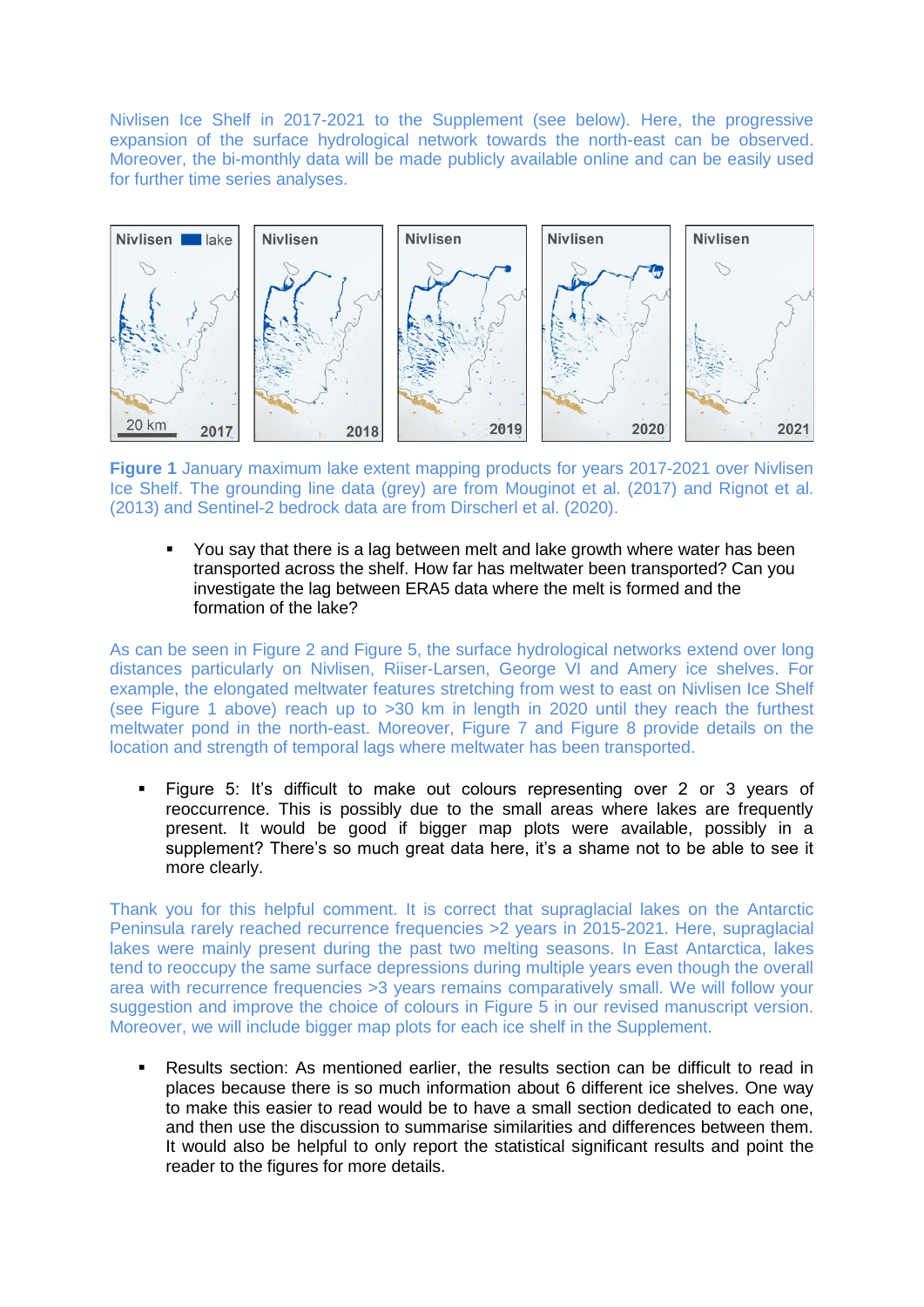Nivlisen Ice Shelf in 2017-2021 to the Supplement (see below). Here, the progressive expansion of the surface hydrological network towards the north-east can be observed. Moreover, the bi-monthly data will be made publicly available online and can be easily used for further time series analyses.

**Figure 1** January maximum lake extent mapping products for years 2017-2021 over Nivlisen Ice Shelf. The grounding line data (grey) are from Mouginot et al. (2017) and Rignot et al. (2013) and Sentinel-2 bedrock data are from Dirscherl et al. (2020).

- You say that there is a lag between melt and lake growth where water has been transported across the shelf. How far has meltwater been transported? Can you investigate the lag between ERA5 data where the melt is formed and the formation of the lake?

As can be seen in Figure 2 and Figure 5, the surface hydrological networks extend over long distances particularly on Nivlisen, Riiser-Larsen, George VI and Amery ice shelves. For example, the elongated meltwater features stretching from west to east on Nivlisen Ice Shelf (see Figure 1 above) reach up to >30 km in length in 2020 until they reach the furthest meltwater pond in the north-east. Moreover, Figure 7 and Figure 8 provide details on the location and strength of temporal lags where meltwater has been transported.

- Figure 5: It's difficult to make out colours representing over 2 or 3 years of reoccurrence. This is possibly due to the small areas where lakes are frequently present. It would be good if bigger map plots were available, possibly in a supplement? There's so much great data here, it's a shame not to be able to see it more clearly.

Thank you for this helpful comment. It is correct that supraglacial lakes on the Antarctic Peninsula rarely reached recurrence frequencies >2 years in 2015-2021. Here, supraglacial lakes were mainly present during the past two melting seasons. In East Antarctica, lakes tend to reoccupy the same surface depressions during multiple years even though the overall area with recurrence frequencies >3 years remains comparatively small. We will follow your suggestion and improve the choice of colours in Figure 5 in our revised manuscript version. Moreover, we will include bigger map plots for each ice shelf in the Supplement.

- Results section: As mentioned earlier, the results section can be difficult to read in places because there is so much information about 6 different ice shelves. One way to make this easier to read would be to have a small section dedicated to each one, and then use the discussion to summarise similarities and differences between them. It would also be helpful to only report the statistical significant results and point the reader to the figures for more details.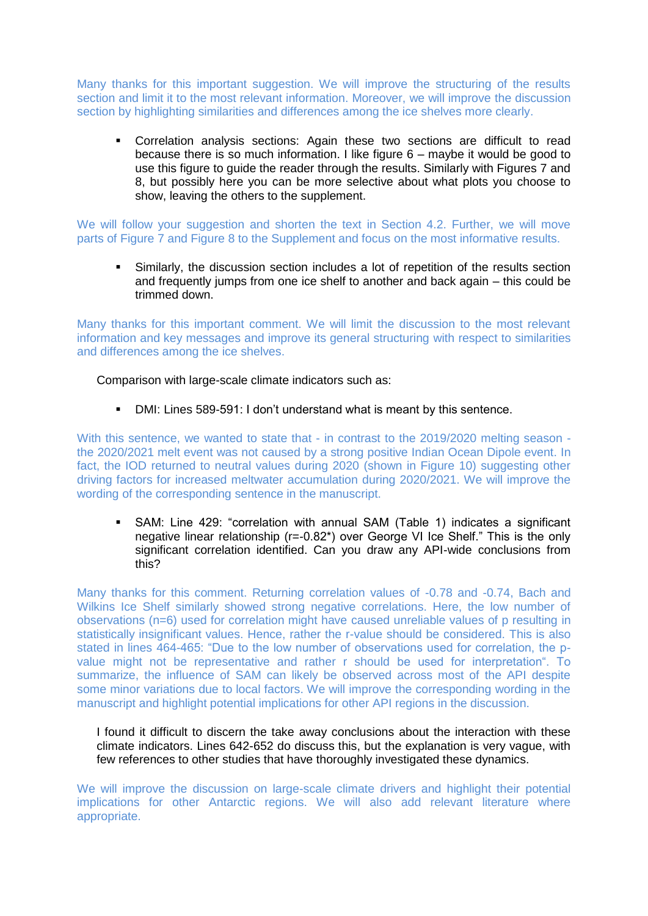Many thanks for this important suggestion. We will improve the structuring of the results section and limit it to the most relevant information. Moreover, we will improve the discussion section by highlighting similarities and differences among the ice shelves more clearly.

- Correlation analysis sections: Again these two sections are difficult to read because there is so much information. I like figure 6 – maybe it would be good to use this figure to guide the reader through the results. Similarly with Figures 7 and 8, but possibly here you can be more selective about what plots you choose to show, leaving the others to the supplement.

We will follow your suggestion and shorten the text in Section 4.2. Further, we will move parts of Figure 7 and Figure 8 to the Supplement and focus on the most informative results.

- Similarly, the discussion section includes a lot of repetition of the results section and frequently jumps from one ice shelf to another and back again – this could be trimmed down.

Many thanks for this important comment. We will limit the discussion to the most relevant information and key messages and improve its general structuring with respect to similarities and differences among the ice shelves.

Comparison with large-scale climate indicators such as:

- DMI: Lines 589-591: I don't understand what is meant by this sentence.

With this sentence, we wanted to state that - in contrast to the 2019/2020 melting season - the 2020/2021 melt event was not caused by a strong positive Indian Ocean Dipole event. In fact, the IOD returned to neutral values during 2020 (shown in Figure 10) suggesting other driving factors for increased meltwater accumulation during 2020/2021. We will improve the wording of the corresponding sentence in the manuscript.

- SAM: Line 429: "correlation with annual SAM (Table 1) indicates a significant negative linear relationship (r=-0.82*) over George VI Ice Shelf." This is the only significant correlation identified. Can you draw any API-wide conclusions from this?

Many thanks for this comment. Returning correlation values of -0.78 and -0.74, Bach and Wilkins Ice Shelf similarly showed strong negative correlations. Here, the low number of observations (n=6) used for correlation might have caused unreliable values of p resulting in statistically insignificant values. Hence, rather the r-value should be considered. This is also stated in lines 464-465: "Due to the low number of observations used for correlation, the p-value might not be representative and rather r should be used for interpretation". To summarize, the influence of SAM can likely be observed across most of the API despite some minor variations due to local factors. We will improve the corresponding wording in the manuscript and highlight potential implications for other API regions in the discussion.

I found it difficult to discern the take away conclusions about the interaction with these climate indicators. Lines 642-652 do discuss this, but the explanation is very vague, with few references to other studies that have thoroughly investigated these dynamics.

We will improve the discussion on large-scale climate drivers and highlight their potential implications for other Antarctic regions. We will also add relevant literature where appropriate.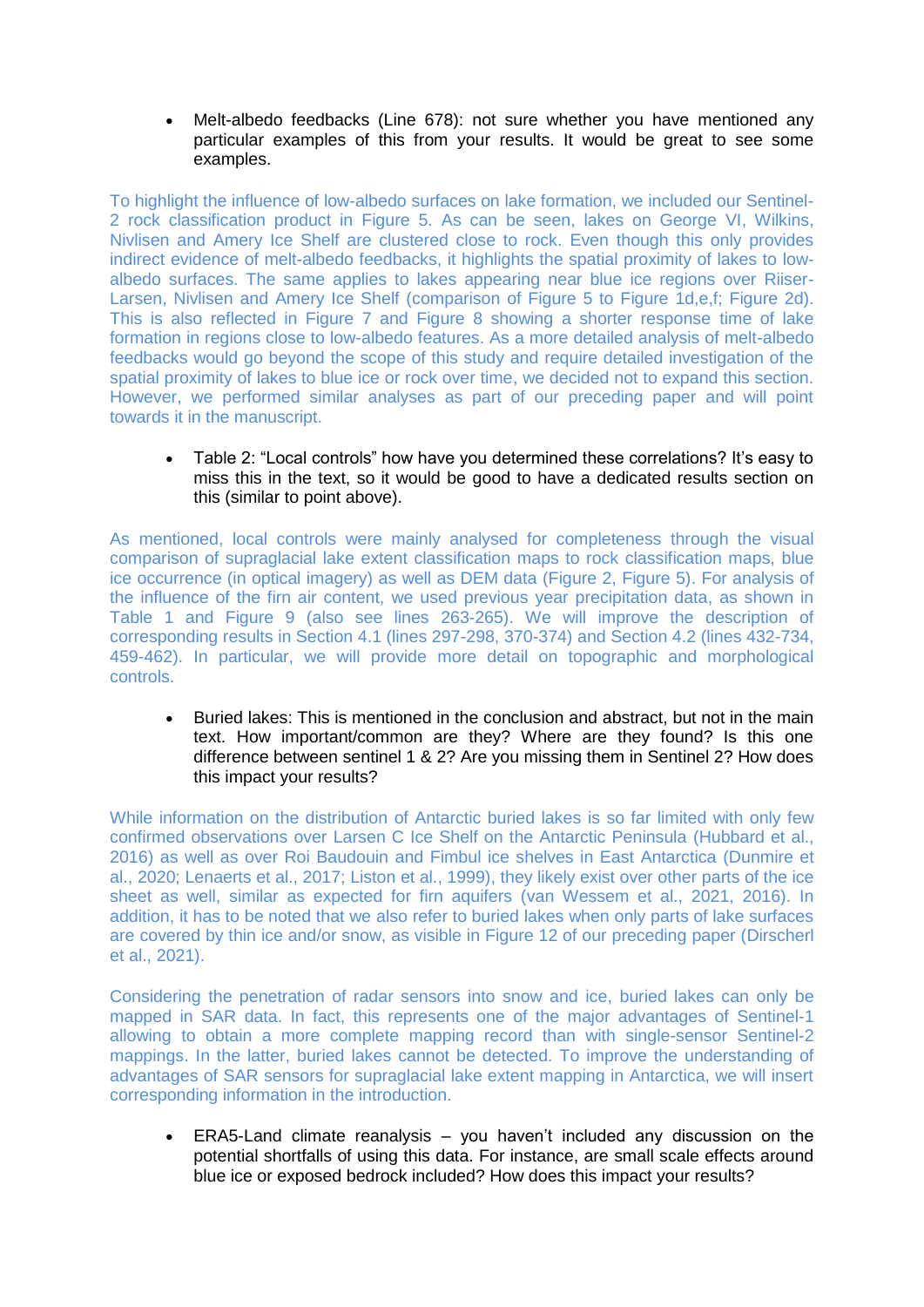- Melt-albedo feedbacks (Line 678): not sure whether you have mentioned any particular examples of this from your results. It would be great to see some examples.

To highlight the influence of low-albedo surfaces on lake formation, we included our Sentinel-2 rock classification product in Figure 5. As can be seen, lakes on George VI, Wilkins, Nivlisen and Amery Ice Shelf are clustered close to rock. Even though this only provides indirect evidence of melt-albedo feedbacks, it highlights the spatial proximity of lakes to low-albedo surfaces. The same applies to lakes appearing near blue ice regions over Riiser-Larsen, Nivlisen and Amery Ice Shelf (comparison of Figure 5 to Figure 1d,e,f; Figure 2d). This is also reflected in Figure 7 and Figure 8 showing a shorter response time of lake formation in regions close to low-albedo features. As a more detailed analysis of melt-albedo feedbacks would go beyond the scope of this study and require detailed investigation of the spatial proximity of lakes to blue ice or rock over time, we decided not to expand this section. However, we performed similar analyses as part of our preceding paper and will point towards it in the manuscript.

- Table 2: "Local controls" how have you determined these correlations? It's easy to miss this in the text, so it would be good to have a dedicated results section on this (similar to point above).

As mentioned, local controls were mainly analysed for completeness through the visual comparison of supraglacial lake extent classification maps to rock classification maps, blue ice occurrence (in optical imagery) as well as DEM data (Figure 2, Figure 5). For analysis of the influence of the firn air content, we used previous year precipitation data, as shown in Table 1 and Figure 9 (also see lines 263-265). We will improve the description of corresponding results in Section 4.1 (lines 297-298, 370-374) and Section 4.2 (lines 432-734, 459-462). In particular, we will provide more detail on topographic and morphological controls.

- Buried lakes: This is mentioned in the conclusion and abstract, but not in the main text. How important/common are they? Where are they found? Is this one difference between sentinel 1 & 2? Are you missing them in Sentinel 2? How does this impact your results?

While information on the distribution of Antarctic buried lakes is so far limited with only few confirmed observations over Larsen C Ice Shelf on the Antarctic Peninsula (Hubbard et al., 2016) as well as over Roi Baudouin and Fimbul ice shelves in East Antarctica (Dunmire et al., 2020; Lenaerts et al., 2017; Liston et al., 1999), they likely exist over other parts of the ice sheet as well, similar as expected for firn aquifers (van Wessem et al., 2021, 2016). In addition, it has to be noted that we also refer to buried lakes when only parts of lake surfaces are covered by thin ice and/or snow, as visible in Figure 12 of our preceding paper (Dirscherl et al., 2021).

Considering the penetration of radar sensors into snow and ice, buried lakes can only be mapped in SAR data. In fact, this represents one of the major advantages of Sentinel-1 allowing to obtain a more complete mapping record than with single-sensor Sentinel-2 mappings. In the latter, buried lakes cannot be detected. To improve the understanding of advantages of SAR sensors for supraglacial lake extent mapping in Antarctica, we will insert corresponding information in the introduction.

- ERA5-Land climate reanalysis – you haven't included any discussion on the potential shortfalls of using this data. For instance, are small scale effects around blue ice or exposed bedrock included? How does this impact your results?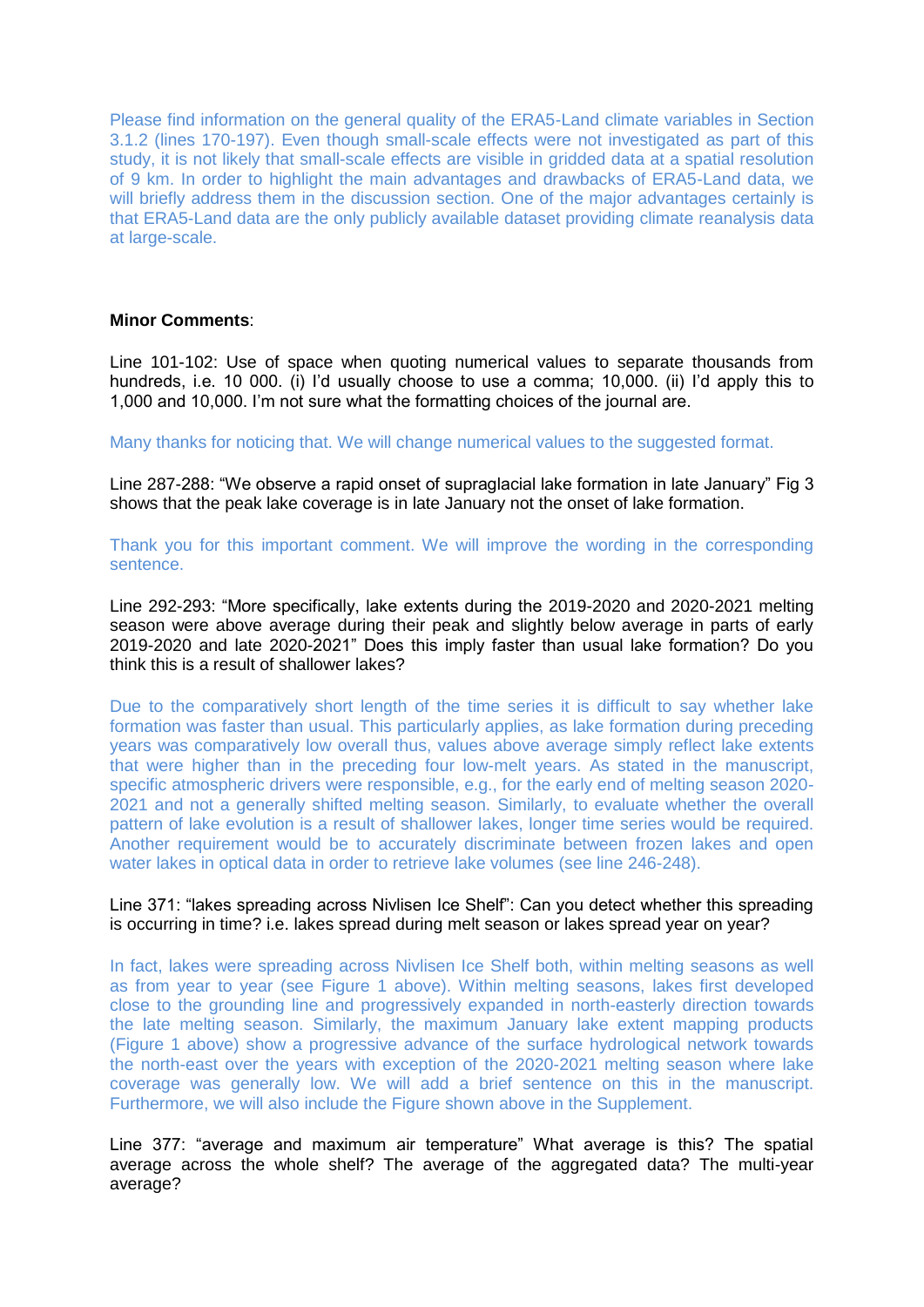Please find information on the general quality of the ERA5-Land climate variables in Section 3.1.2 (lines 170-197). Even though small-scale effects were not investigated as part of this study, it is not likely that small-scale effects are visible in gridded data at a spatial resolution of 9 km. In order to highlight the main advantages and drawbacks of ERA5-Land data, we will briefly address them in the discussion section. One of the major advantages certainly is that ERA5-Land data are the only publicly available dataset providing climate reanalysis data at large-scale.

**Minor Comments**:

Line 101-102: Use of space when quoting numerical values to separate thousands from hundreds, i.e. 10 000. (i) I'd usually choose to use a comma; 10,000. (ii) I'd apply this to 1,000 and 10,000. I'm not sure what the formatting choices of the journal are.

Many thanks for noticing that. We will change numerical values to the suggested format.

Line 287-288: "We observe a rapid onset of supraglacial lake formation in late January" Fig 3 shows that the peak lake coverage is in late January not the onset of lake formation.

Thank you for this important comment. We will improve the wording in the corresponding sentence.

Line 292-293: "More specifically, lake extents during the 2019-2020 and 2020-2021 melting season were above average during their peak and slightly below average in parts of early 2019-2020 and late 2020-2021" Does this imply faster than usual lake formation? Do you think this is a result of shallower lakes?

Due to the comparatively short length of the time series it is difficult to say whether lake formation was faster than usual. This particularly applies, as lake formation during preceding years was comparatively low overall thus, values above average simply reflect lake extents that were higher than in the preceding four low-melt years. As stated in the manuscript, specific atmospheric drivers were responsible, e.g., for the early end of melting season 2020-2021 and not a generally shifted melting season. Similarly, to evaluate whether the overall pattern of lake evolution is a result of shallower lakes, longer time series would be required. Another requirement would be to accurately discriminate between frozen lakes and open water lakes in optical data in order to retrieve lake volumes (see line 246-248).

Line 371: "lakes spreading across Nivlisen Ice Shelf": Can you detect whether this spreading is occurring in time? i.e. lakes spread during melt season or lakes spread year on year?

In fact, lakes were spreading across Nivlisen Ice Shelf both, within melting seasons as well as from year to year (see Figure 1 above). Within melting seasons, lakes first developed close to the grounding line and progressively expanded in north-easterly direction towards the late melting season. Similarly, the maximum January lake extent mapping products (Figure 1 above) show a progressive advance of the surface hydrological network towards the north-east over the years with exception of the 2020-2021 melting season where lake coverage was generally low. We will add a brief sentence on this in the manuscript. Furthermore, we will also include the Figure shown above in the Supplement.

Line 377: "average and maximum air temperature" What average is this? The spatial average across the whole shelf? The average of the aggregated data? The multi-year average?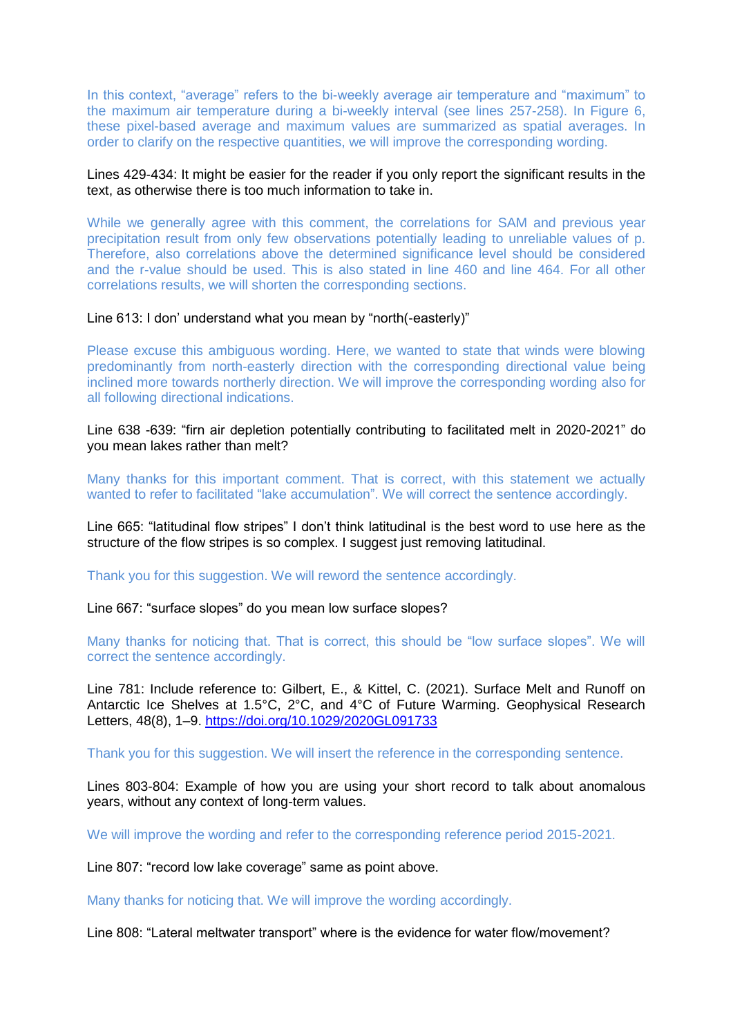In this context, “average” refers to the bi-weekly average air temperature and “maximum” to the maximum air temperature during a bi-weekly interval (see lines 257-258). In Figure 6, these pixel-based average and maximum values are summarized as spatial averages. In order to clarify on the respective quantities, we will improve the corresponding wording.

Lines 429-434: It might be easier for the reader if you only report the significant results in the text, as otherwise there is too much information to take in.

While we generally agree with this comment, the correlations for SAM and previous year precipitation result from only few observations potentially leading to unreliable values of p. Therefore, also correlations above the determined significance level should be considered and the r-value should be used. This is also stated in line 460 and line 464. For all other correlations results, we will shorten the corresponding sections.

Line 613: I don’ understand what you mean by “north(-easterly)”

Please excuse this ambiguous wording. Here, we wanted to state that winds were blowing predominantly from north-easterly direction with the corresponding directional value being inclined more towards northerly direction. We will improve the corresponding wording also for all following directional indications.

Line 638 -639: “firn air depletion potentially contributing to facilitated melt in 2020-2021” do you mean lakes rather than melt?

Many thanks for this important comment. That is correct, with this statement we actually wanted to refer to facilitated “lake accumulation”. We will correct the sentence accordingly.

Line 665: “latitudinal flow stripes” I don’t think latitudinal is the best word to use here as the structure of the flow stripes is so complex. I suggest just removing latitudinal.

Thank you for this suggestion. We will reword the sentence accordingly.

Line 667: “surface slopes” do you mean low surface slopes?

Many thanks for noticing that. That is correct, this should be “low surface slopes”. We will correct the sentence accordingly.

Line 781: Include reference to: Gilbert, E., & Kittel, C. (2021). Surface Melt and Runoff on Antarctic Ice Shelves at 1.5°C, 2°C, and 4°C of Future Warming. Geophysical Research Letters, 48(8), 1–9. https://doi.org/10.1029/2020GL091733

Thank you for this suggestion. We will insert the reference in the corresponding sentence.

Lines 803-804: Example of how you are using your short record to talk about anomalous years, without any context of long-term values.

We will improve the wording and refer to the corresponding reference period 2015-2021.

Line 807: “record low lake coverage” same as point above.

Many thanks for noticing that. We will improve the wording accordingly.

Line 808: “Lateral meltwater transport” where is the evidence for water flow/movement?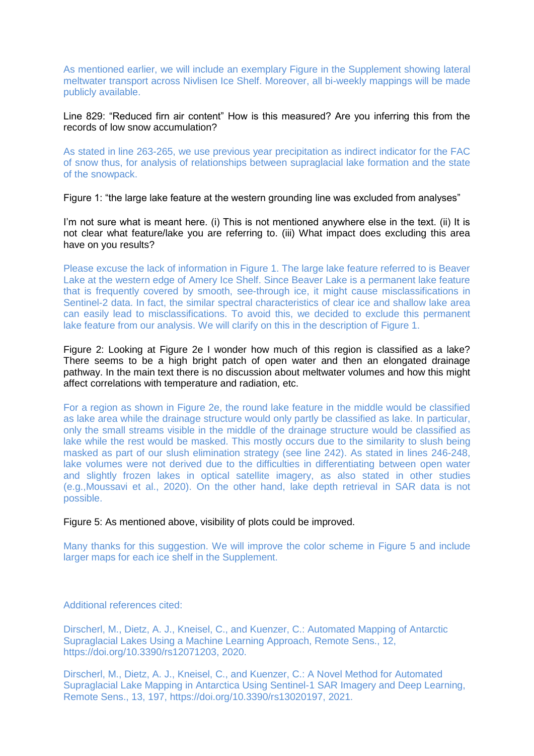As mentioned earlier, we will include an exemplary Figure in the Supplement showing lateral meltwater transport across Nivlisen Ice Shelf. Moreover, all bi-weekly mappings will be made publicly available.

Line 829: “Reduced firn air content” How is this measured? Are you inferring this from the records of low snow accumulation?

As stated in line 263-265, we use previous year precipitation as indirect indicator for the FAC of snow thus, for analysis of relationships between supraglacial lake formation and the state of the snowpack.

Figure 1: “the large lake feature at the western grounding line was excluded from analyses”

I’m not sure what is meant here. (i) This is not mentioned anywhere else in the text. (ii) It is not clear what feature/lake you are referring to. (iii) What impact does excluding this area have on you results?

Please excuse the lack of information in Figure 1. The large lake feature referred to is Beaver Lake at the western edge of Amery Ice Shelf. Since Beaver Lake is a permanent lake feature that is frequently covered by smooth, see-through ice, it might cause misclassifications in Sentinel-2 data. In fact, the similar spectral characteristics of clear ice and shallow lake area can easily lead to misclassifications. To avoid this, we decided to exclude this permanent lake feature from our analysis. We will clarify on this in the description of Figure 1.

Figure 2: Looking at Figure 2e I wonder how much of this region is classified as a lake? There seems to be a high bright patch of open water and then an elongated drainage pathway. In the main text there is no discussion about meltwater volumes and how this might affect correlations with temperature and radiation, etc.

For a region as shown in Figure 2e, the round lake feature in the middle would be classified as lake area while the drainage structure would only partly be classified as lake. In particular, only the small streams visible in the middle of the drainage structure would be classified as lake while the rest would be masked. This mostly occurs due to the similarity to slush being masked as part of our slush elimination strategy (see line 242). As stated in lines 246-248, lake volumes were not derived due to the difficulties in differentiating between open water and slightly frozen lakes in optical satellite imagery, as also stated in other studies (e.g.,Moussavi et al., 2020). On the other hand, lake depth retrieval in SAR data is not possible.

Figure 5: As mentioned above, visibility of plots could be improved.

Many thanks for this suggestion. We will improve the color scheme in Figure 5 and include larger maps for each ice shelf in the Supplement.

Additional references cited:

Dirscherl, M., Dietz, A. J., Kneisel, C., and Kuenzer, C.: Automated Mapping of Antarctic Supraglacial Lakes Using a Machine Learning Approach, Remote Sens., 12, https://doi.org/10.3390/rs12071203, 2020.

Dirscherl, M., Dietz, A. J., Kneisel, C., and Kuenzer, C.: A Novel Method for Automated Supraglacial Lake Mapping in Antarctica Using Sentinel-1 SAR Imagery and Deep Learning, Remote Sens., 13, 197, https://doi.org/10.3390/rs13020197, 2021.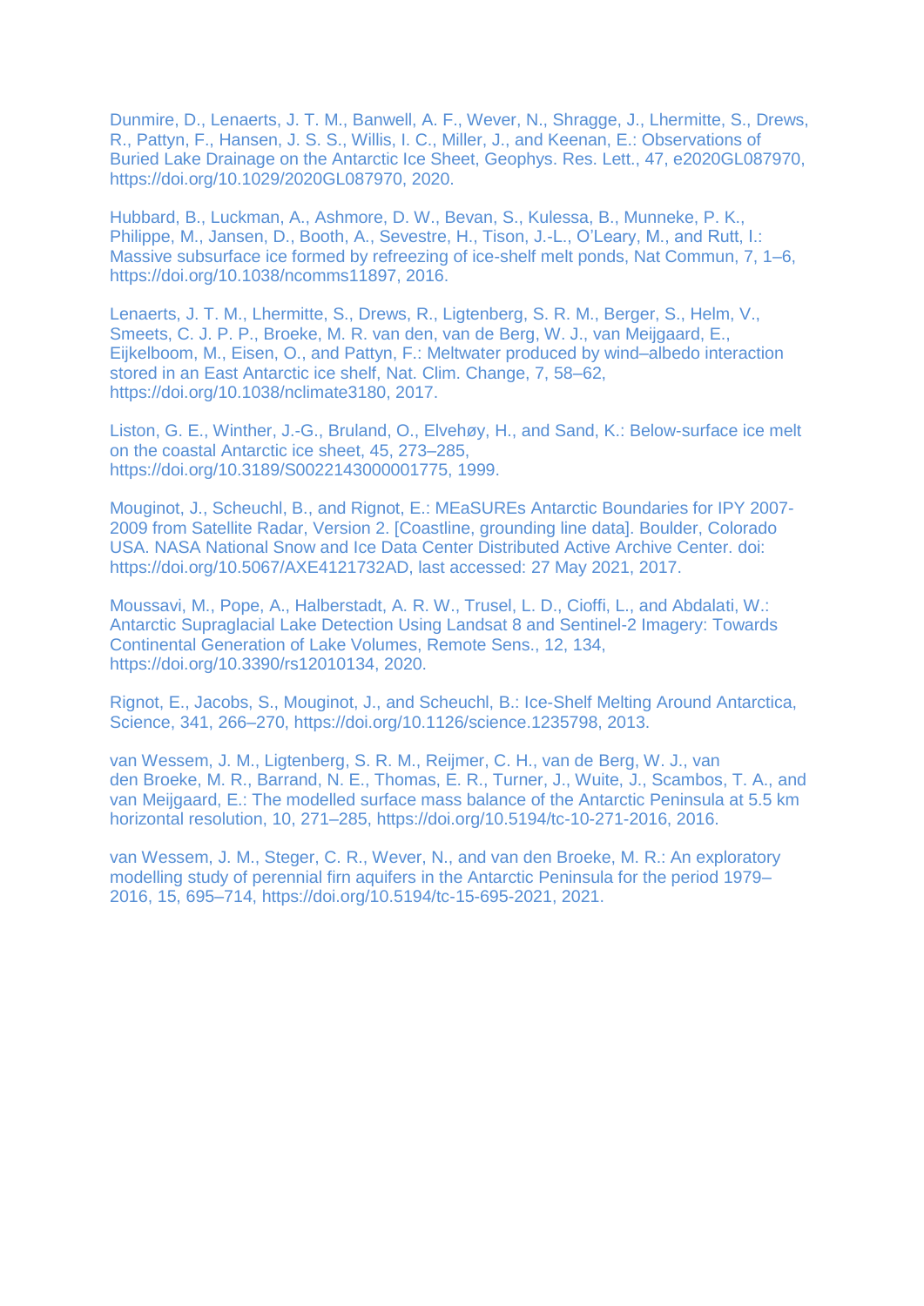Dunmire, D., Lenaerts, J. T. M., Banwell, A. F., Wever, N., Shragge, J., Lhermitte, S., Drews, R., Pattyn, F., Hansen, J. S. S., Willis, I. C., Miller, J., and Keenan, E.: Observations of Buried Lake Drainage on the Antarctic Ice Sheet, Geophys. Res. Lett., 47, e2020GL087970, https://doi.org/10.1029/2020GL087970, 2020.

Hubbard, B., Luckman, A., Ashmore, D. W., Bevan, S., Kulessa, B., Munneke, P. K., Philippe, M., Jansen, D., Booth, A., Sevestre, H., Tison, J.-L., O'Leary, M., and Rutt, I.: Massive subsurface ice formed by refreezing of ice-shelf melt ponds, Nat Commun, 7, 1–6, https://doi.org/10.1038/ncomms11897, 2016.

Lenaerts, J. T. M., Lhermitte, S., Drews, R., Ligtenberg, S. R. M., Berger, S., Helm, V., Smeets, C. J. P. P., Broeke, M. R. van den, van de Berg, W. J., van Meijgaard, E., Eijkelboom, M., Eisen, O., and Pattyn, F.: Meltwater produced by wind–albedo interaction stored in an East Antarctic ice shelf, Nat. Clim. Change, 7, 58–62, https://doi.org/10.1038/nclimate3180, 2017.

Liston, G. E., Winther, J.-G., Bruland, O., Elvehøy, H., and Sand, K.: Below-surface ice melt on the coastal Antarctic ice sheet, 45, 273–285, https://doi.org/10.3189/S0022143000001775, 1999.

Mouginot, J., Scheuchl, B., and Rignot, E.: MEaSUREs Antarctic Boundaries for IPY 2007-2009 from Satellite Radar, Version 2. [Coastline, grounding line data]. Boulder, Colorado USA. NASA National Snow and Ice Data Center Distributed Active Archive Center. doi: https://doi.org/10.5067/AXE4121732AD, last accessed: 27 May 2021, 2017.

Moussavi, M., Pope, A., Halberstadt, A. R. W., Trusel, L. D., Cioffi, L., and Abdalati, W.: Antarctic Supraglacial Lake Detection Using Landsat 8 and Sentinel-2 Imagery: Towards Continental Generation of Lake Volumes, Remote Sens., 12, 134, https://doi.org/10.3390/rs12010134, 2020.

Rignot, E., Jacobs, S., Mouginot, J., and Scheuchl, B.: Ice-Shelf Melting Around Antarctica, Science, 341, 266–270, https://doi.org/10.1126/science.1235798, 2013.

van Wessem, J. M., Ligtenberg, S. R. M., Reijmer, C. H., van de Berg, W. J., van den Broeke, M. R., Barrand, N. E., Thomas, E. R., Turner, J., Wuite, J., Scambos, T. A., and van Meijgaard, E.: The modelled surface mass balance of the Antarctic Peninsula at 5.5 km horizontal resolution, 10, 271–285, https://doi.org/10.5194/tc-10-271-2016, 2016.

van Wessem, J. M., Steger, C. R., Wever, N., and van den Broeke, M. R.: An exploratory modelling study of perennial firn aquifers in the Antarctic Peninsula for the period 1979–2016, 15, 695–714, https://doi.org/10.5194/tc-15-695-2021, 2021.